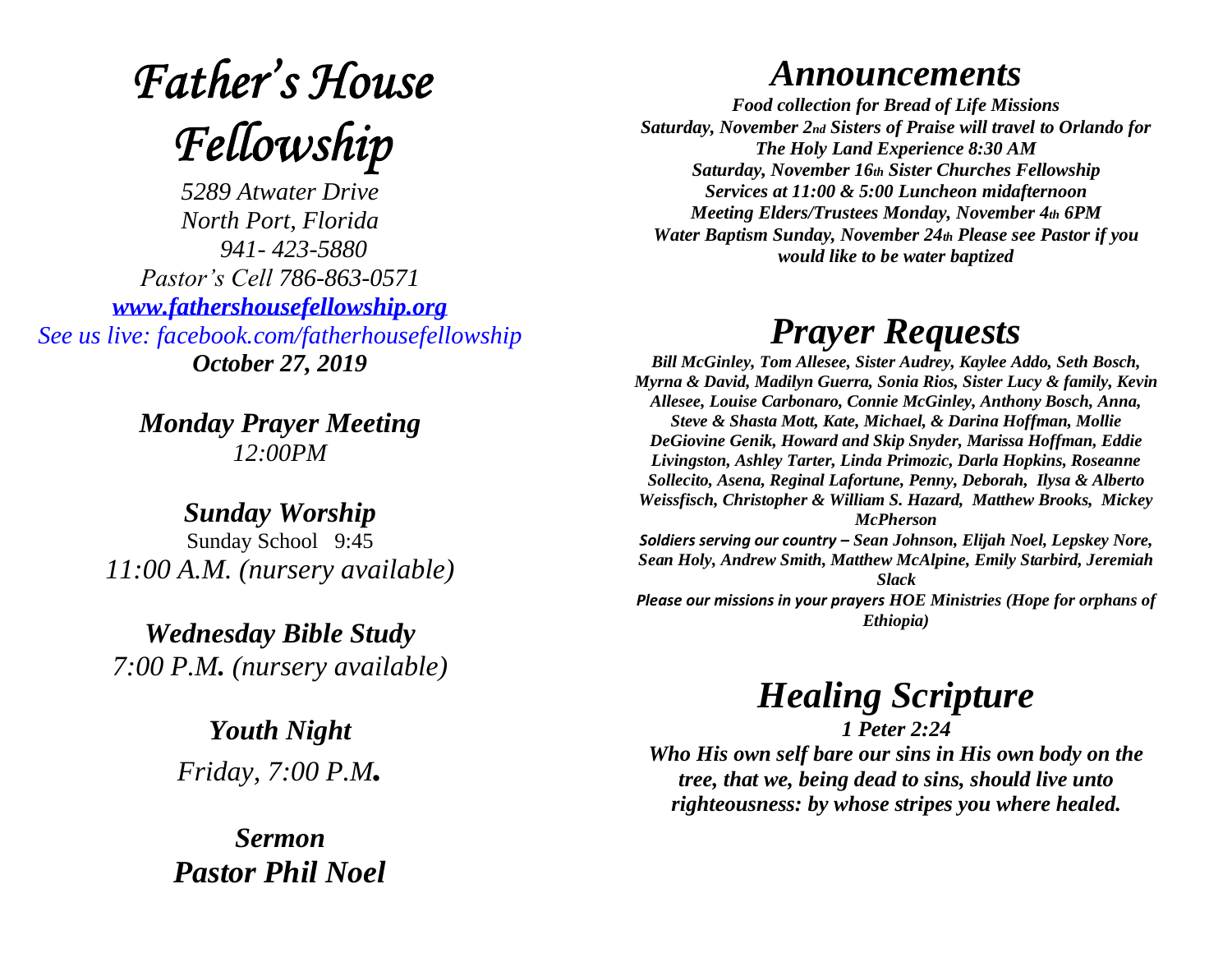# *Father's House Fellowship*

*5289 Atwater Drive*
*North Port, Florida*
*941- 423-5880*
*Pastor's Cell 786-863-0571*
***www.fathershousefellowship.org***
*See us live: facebook.com/fatherhousefellowship*
***October 27, 2019***

***Monday Prayer Meeting***
*12:00PM*

***Sunday Worship***
Sunday School 9:45
*11:00 A.M. (nursery available)*

***Wednesday Bible Study***
*7:00 P.M. (nursery available)*

***Youth Night***
*Friday, 7:00 P.M.*

***Sermon***
***Pastor Phil Noel***

# *Announcements*

***Food collection for Bread of Life Missions***
***Saturday, November 2nd Sisters of Praise will travel to Orlando for The Holy Land Experience 8:30 AM***
***Saturday, November 16th Sister Churches Fellowship Services at 11:00 & 5:00 Luncheon midafternoon***
***Meeting Elders/Trustees Monday, November 4th 6PM***
***Water Baptism Sunday, November 24th Please see Pastor if you would like to be water baptized***

# *Prayer Requests*

***Bill McGinley, Tom Allesee, Sister Audrey, Kaylee Addo, Seth Bosch, Myrna & David, Madilyn Guerra, Sonia Rios, Sister Lucy & family, Kevin Allesee, Louise Carbonaro, Connie McGinley, Anthony Bosch, Anna, Steve & Shasta Mott, Kate, Michael, & Darina Hoffman, Mollie DeGiovine Genik, Howard and Skip Snyder, Marissa Hoffman, Eddie Livingston, Ashley Tarter, Linda Primozic, Darla Hopkins, Roseanne Sollecito, Asena, Reginal Lafortune, Penny, Deborah, Ilysa & Alberto Weissfisch, Christopher & William S. Hazard, Matthew Brooks, Mickey McPherson***

***Soldiers serving our country – Sean Johnson, Elijah Noel, Lepskey Nore, Sean Holy, Andrew Smith, Matthew McAlpine, Emily Starbird, Jeremiah Slack***

***Please our missions in your prayers HOE Ministries (Hope for orphans of Ethiopia)***

# *Healing Scripture*

***1 Peter 2:24***
***Who His own self bare our sins in His own body on the tree, that we, being dead to sins, should live unto righteousness: by whose stripes you where healed.***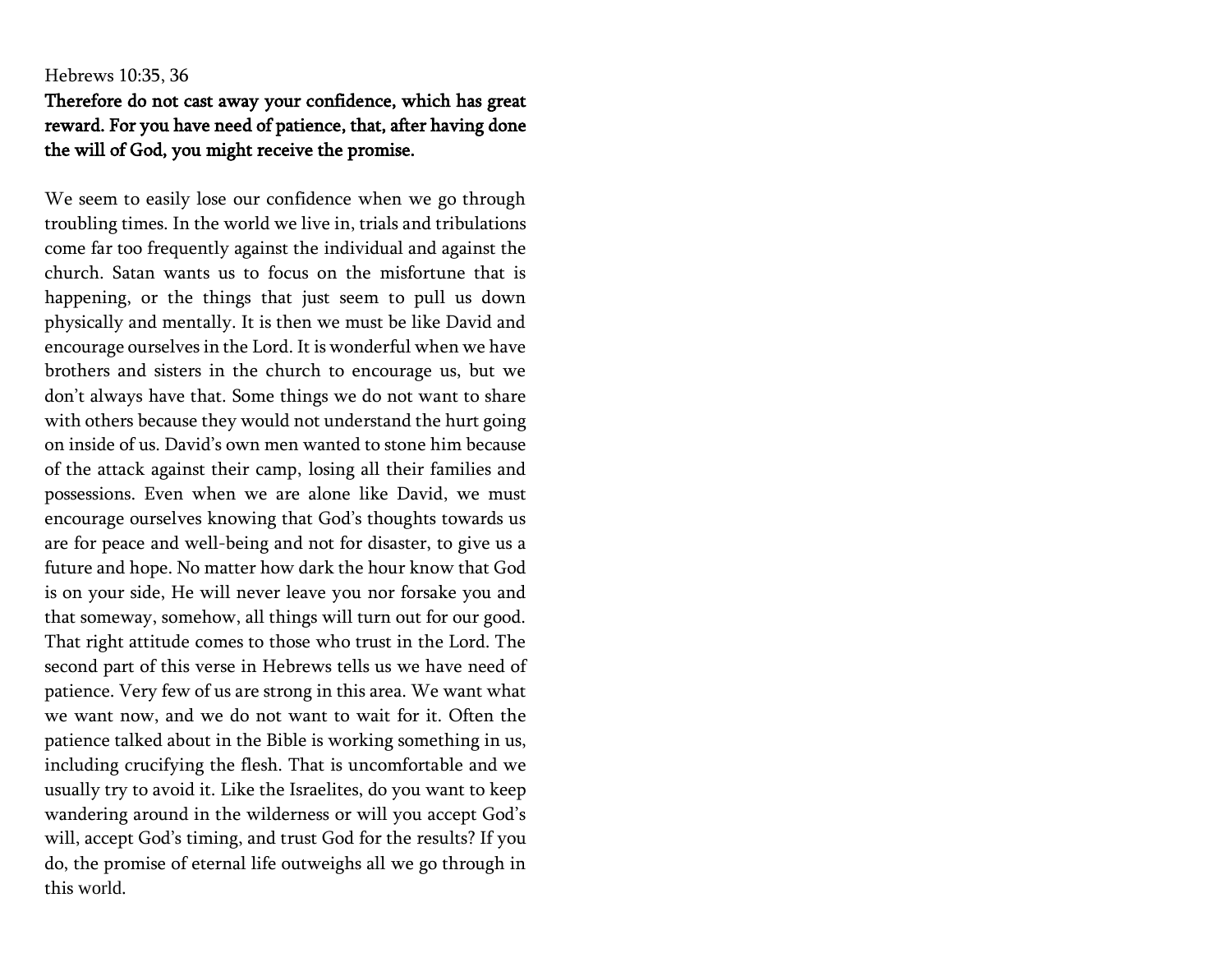Hebrews 10:35, 36

**Therefore do not cast away your confidence, which has great reward. For you have need of patience, that, after having done the will of God, you might receive the promise.**

We seem to easily lose our confidence when we go through troubling times. In the world we live in, trials and tribulations come far too frequently against the individual and against the church. Satan wants us to focus on the misfortune that is happening, or the things that just seem to pull us down physically and mentally. It is then we must be like David and encourage ourselves in the Lord. It is wonderful when we have brothers and sisters in the church to encourage us, but we don't always have that. Some things we do not want to share with others because they would not understand the hurt going on inside of us. David's own men wanted to stone him because of the attack against their camp, losing all their families and possessions. Even when we are alone like David, we must encourage ourselves knowing that God's thoughts towards us are for peace and well-being and not for disaster, to give us a future and hope. No matter how dark the hour know that God is on your side, He will never leave you nor forsake you and that someway, somehow, all things will turn out for our good. That right attitude comes to those who trust in the Lord. The second part of this verse in Hebrews tells us we have need of patience. Very few of us are strong in this area. We want what we want now, and we do not want to wait for it. Often the patience talked about in the Bible is working something in us, including crucifying the flesh. That is uncomfortable and we usually try to avoid it. Like the Israelites, do you want to keep wandering around in the wilderness or will you accept God's will, accept God's timing, and trust God for the results? If you do, the promise of eternal life outweighs all we go through in this world.